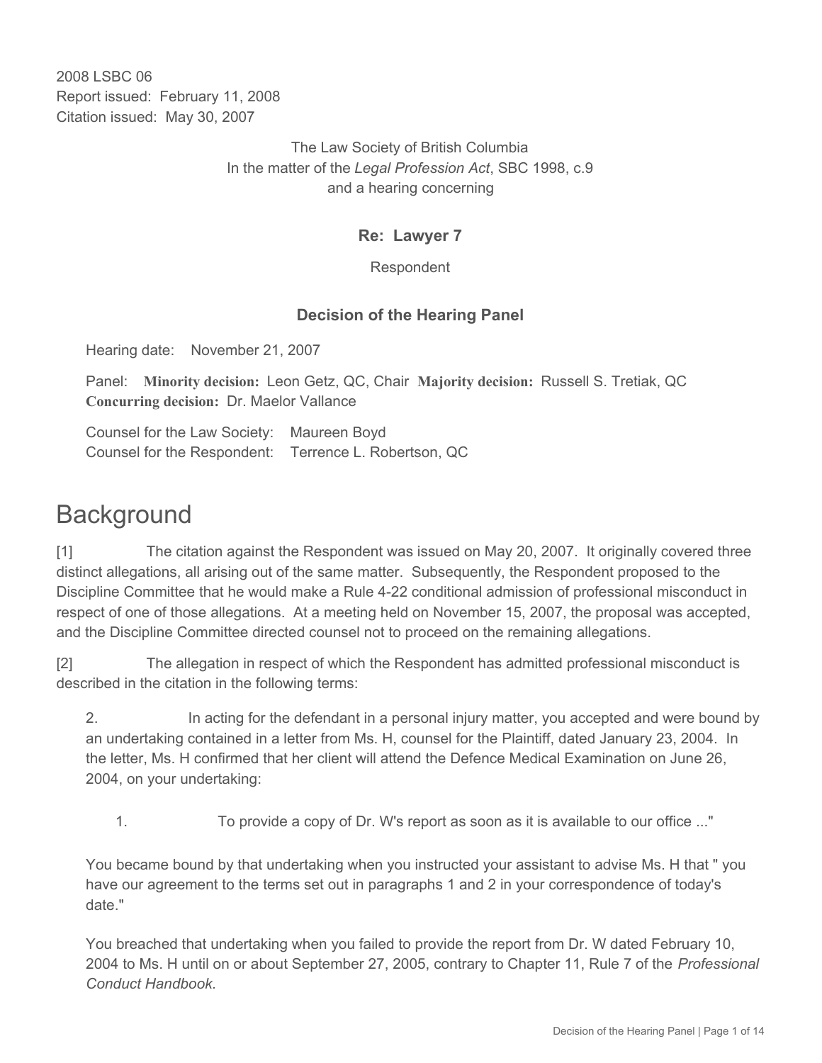2008 LSBC 06
Report issued: February 11, 2008
Citation issued: May 30, 2007

The Law Society of British Columbia
In the matter of the *Legal Profession Act*, SBC 1998, c.9
and a hearing concerning

**Re: Lawyer 7**

Respondent

**Decision of the Hearing Panel**

Hearing date: November 21, 2007

Panel: **Minority decision:** Leon Getz, QC, Chair **Majority decision:** Russell S. Tretiak, QC **Concurring decision:** Dr. Maelor Vallance

Counsel for the Law Society: Maureen Boyd
Counsel for the Respondent: Terrence L. Robertson, QC

# Background

[1] The citation against the Respondent was issued on May 20, 2007. It originally covered three distinct allegations, all arising out of the same matter. Subsequently, the Respondent proposed to the Discipline Committee that he would make a Rule 4-22 conditional admission of professional misconduct in respect of one of those allegations. At a meeting held on November 15, 2007, the proposal was accepted, and the Discipline Committee directed counsel not to proceed on the remaining allegations.

[2] The allegation in respect of which the Respondent has admitted professional misconduct is described in the citation in the following terms:

> 2. In acting for the defendant in a personal injury matter, you accepted and were bound by an undertaking contained in a letter from Ms. H, counsel for the Plaintiff, dated January 23, 2004. In the letter, Ms. H confirmed that her client will attend the Defence Medical Examination on June 26, 2004, on your undertaking:
>
> > 1. To provide a copy of Dr. W's report as soon as it is available to our office ..."
>
> You became bound by that undertaking when you instructed your assistant to advise Ms. H that " you have our agreement to the terms set out in paragraphs 1 and 2 in your correspondence of today's date."
>
> You breached that undertaking when you failed to provide the report from Dr. W dated February 10, 2004 to Ms. H until on or about September 27, 2005, contrary to Chapter 11, Rule 7 of the *Professional Conduct Handbook.*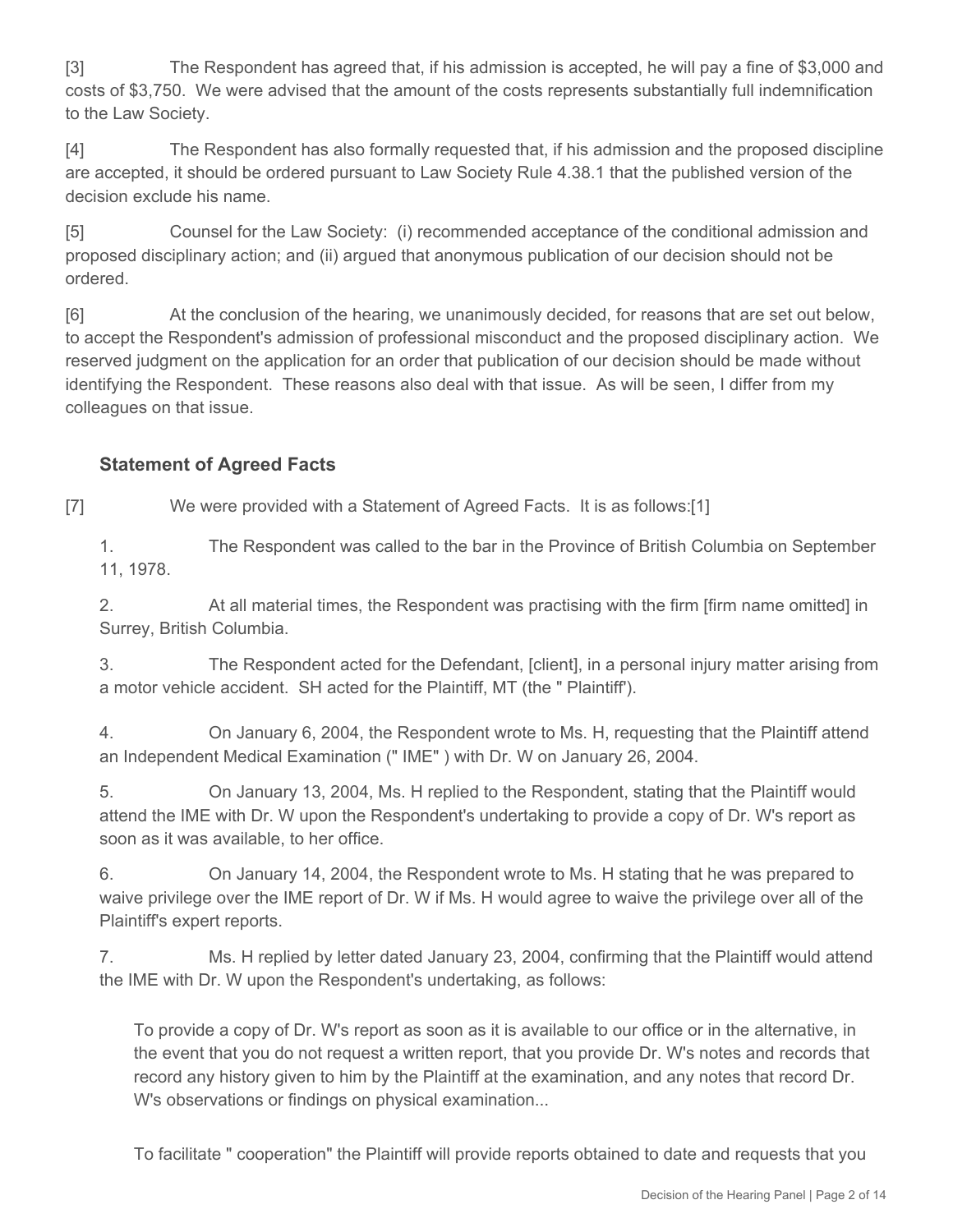[3] The Respondent has agreed that, if his admission is accepted, he will pay a fine of $3,000 and costs of $3,750. We were advised that the amount of the costs represents substantially full indemnification to the Law Society.

[4] The Respondent has also formally requested that, if his admission and the proposed discipline are accepted, it should be ordered pursuant to Law Society Rule 4.38.1 that the published version of the decision exclude his name.

[5] Counsel for the Law Society: (i) recommended acceptance of the conditional admission and proposed disciplinary action; and (ii) argued that anonymous publication of our decision should not be ordered.

[6] At the conclusion of the hearing, we unanimously decided, for reasons that are set out below, to accept the Respondent's admission of professional misconduct and the proposed disciplinary action. We reserved judgment on the application for an order that publication of our decision should be made without identifying the Respondent. These reasons also deal with that issue. As will be seen, I differ from my colleagues on that issue.

## Statement of Agreed Facts

[7] We were provided with a Statement of Agreed Facts. It is as follows:[1]

> 1. The Respondent was called to the bar in the Province of British Columbia on September 11, 1978.
>
> 2. At all material times, the Respondent was practising with the firm [firm name omitted] in Surrey, British Columbia.
>
> 3. The Respondent acted for the Defendant, [client], in a personal injury matter arising from a motor vehicle accident. SH acted for the Plaintiff, MT (the " Plaintiff').
>
> 4. On January 6, 2004, the Respondent wrote to Ms. H, requesting that the Plaintiff attend an Independent Medical Examination (" IME" ) with Dr. W on January 26, 2004.
>
> 5. On January 13, 2004, Ms. H replied to the Respondent, stating that the Plaintiff would attend the IME with Dr. W upon the Respondent's undertaking to provide a copy of Dr. W's report as soon as it was available, to her office.
>
> 6. On January 14, 2004, the Respondent wrote to Ms. H stating that he was prepared to waive privilege over the IME report of Dr. W if Ms. H would agree to waive the privilege over all of the Plaintiff's expert reports.
>
> 7. Ms. H replied by letter dated January 23, 2004, confirming that the Plaintiff would attend the IME with Dr. W upon the Respondent's undertaking, as follows:
>
> > To provide a copy of Dr. W's report as soon as it is available to our office or in the alternative, in the event that you do not request a written report, that you provide Dr. W's notes and records that record any history given to him by the Plaintiff at the examination, and any notes that record Dr. W's observations or findings on physical examination...
> >
> > To facilitate " cooperation" the Plaintiff will provide reports obtained to date and requests that you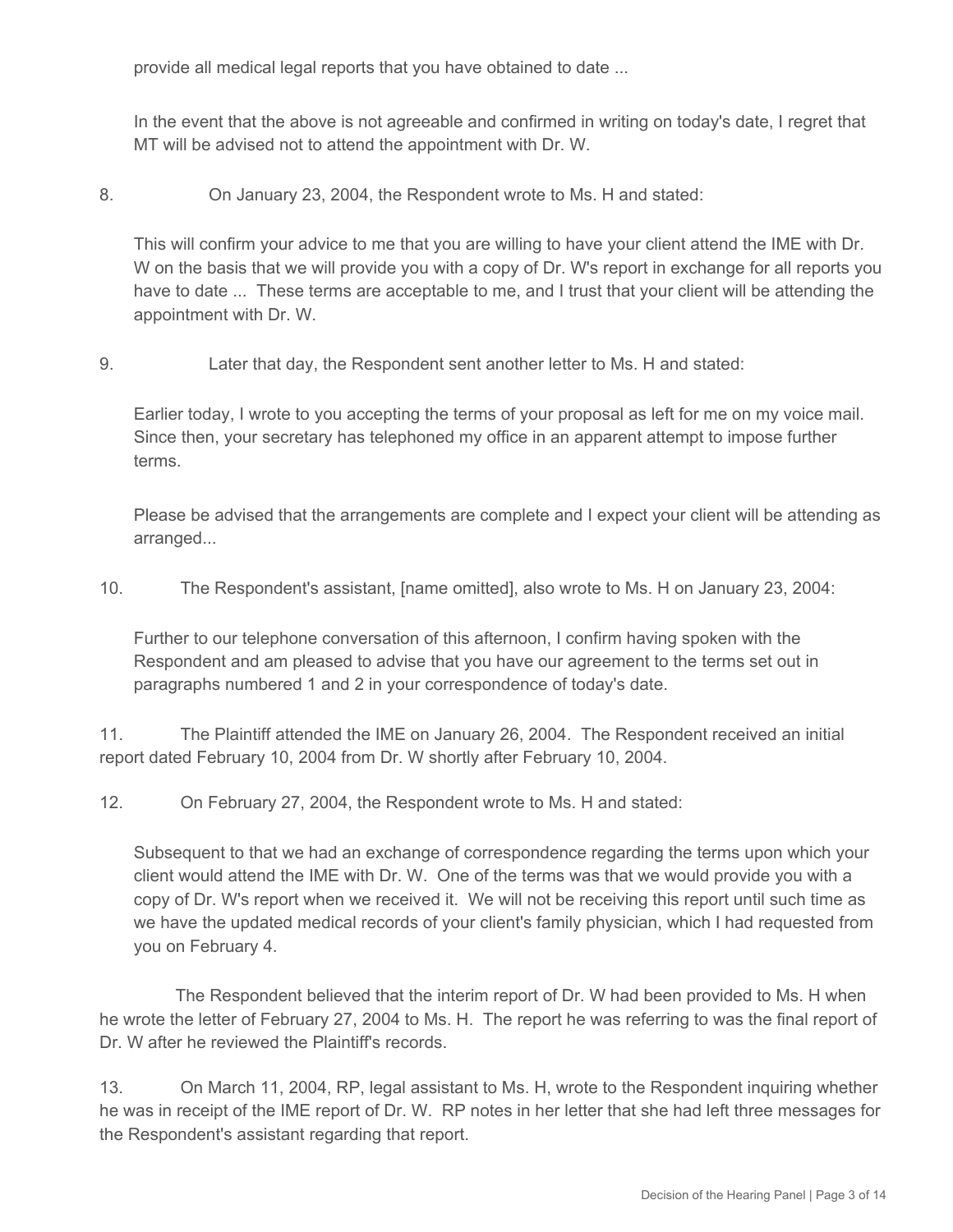> provide all medical legal reports that you have obtained to date ...
>
> In the event that the above is not agreeable and confirmed in writing on today's date, I regret that MT will be advised not to attend the appointment with Dr. W.

8. On January 23, 2004, the Respondent wrote to Ms. H and stated:

> This will confirm your advice to me that you are willing to have your client attend the IME with Dr. W on the basis that we will provide you with a copy of Dr. W's report in exchange for all reports you have to date ... These terms are acceptable to me, and I trust that your client will be attending the appointment with Dr. W.

9. Later that day, the Respondent sent another letter to Ms. H and stated:

> Earlier today, I wrote to you accepting the terms of your proposal as left for me on my voice mail. Since then, your secretary has telephoned my office in an apparent attempt to impose further terms.
>
> Please be advised that the arrangements are complete and I expect your client will be attending as arranged...

10. The Respondent's assistant, [name omitted], also wrote to Ms. H on January 23, 2004:

> Further to our telephone conversation of this afternoon, I confirm having spoken with the Respondent and am pleased to advise that you have our agreement to the terms set out in paragraphs numbered 1 and 2 in your correspondence of today's date.

11. The Plaintiff attended the IME on January 26, 2004. The Respondent received an initial report dated February 10, 2004 from Dr. W shortly after February 10, 2004.

12. On February 27, 2004, the Respondent wrote to Ms. H and stated:

> Subsequent to that we had an exchange of correspondence regarding the terms upon which your client would attend the IME with Dr. W. One of the terms was that we would provide you with a copy of Dr. W's report when we received it. We will not be receiving this report until such time as we have the updated medical records of your client's family physician, which I had requested from you on February 4.

The Respondent believed that the interim report of Dr. W had been provided to Ms. H when he wrote the letter of February 27, 2004 to Ms. H. The report he was referring to was the final report of Dr. W after he reviewed the Plaintiff's records.

13. On March 11, 2004, RP, legal assistant to Ms. H, wrote to the Respondent inquiring whether he was in receipt of the IME report of Dr. W. RP notes in her letter that she had left three messages for the Respondent's assistant regarding that report.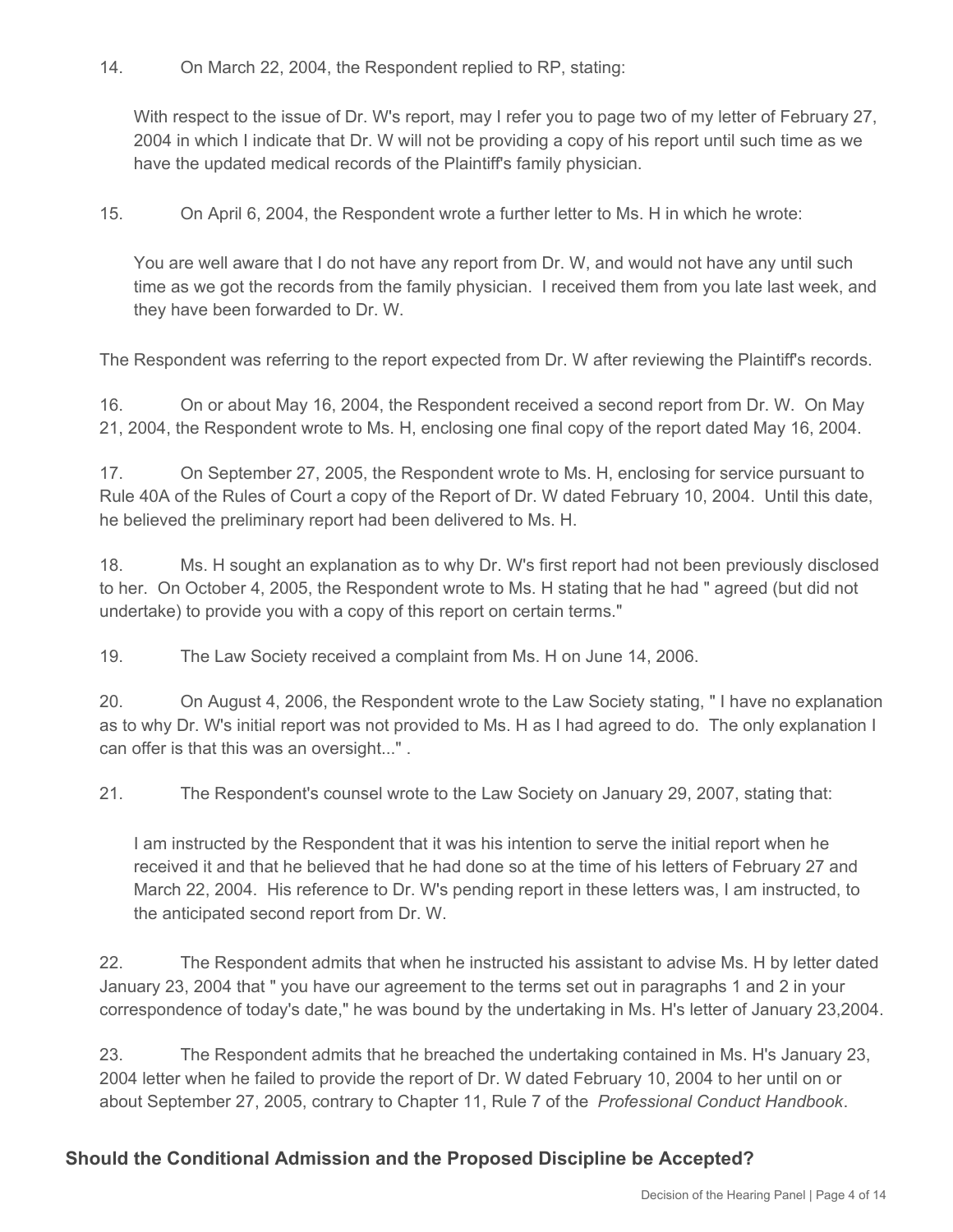14. On March 22, 2004, the Respondent replied to RP, stating:

> With respect to the issue of Dr. W's report, may I refer you to page two of my letter of February 27, 2004 in which I indicate that Dr. W will not be providing a copy of his report until such time as we have the updated medical records of the Plaintiff's family physician.

15. On April 6, 2004, the Respondent wrote a further letter to Ms. H in which he wrote:

> You are well aware that I do not have any report from Dr. W, and would not have any until such time as we got the records from the family physician. I received them from you late last week, and they have been forwarded to Dr. W.

The Respondent was referring to the report expected from Dr. W after reviewing the Plaintiff's records.

16. On or about May 16, 2004, the Respondent received a second report from Dr. W. On May 21, 2004, the Respondent wrote to Ms. H, enclosing one final copy of the report dated May 16, 2004.

17. On September 27, 2005, the Respondent wrote to Ms. H, enclosing for service pursuant to Rule 40A of the Rules of Court a copy of the Report of Dr. W dated February 10, 2004. Until this date, he believed the preliminary report had been delivered to Ms. H.

18. Ms. H sought an explanation as to why Dr. W's first report had not been previously disclosed to her. On October 4, 2005, the Respondent wrote to Ms. H stating that he had " agreed (but did not undertake) to provide you with a copy of this report on certain terms."

19. The Law Society received a complaint from Ms. H on June 14, 2006.

20. On August 4, 2006, the Respondent wrote to the Law Society stating, " I have no explanation as to why Dr. W's initial report was not provided to Ms. H as I had agreed to do. The only explanation I can offer is that this was an oversight..." .

21. The Respondent's counsel wrote to the Law Society on January 29, 2007, stating that:

> I am instructed by the Respondent that it was his intention to serve the initial report when he received it and that he believed that he had done so at the time of his letters of February 27 and March 22, 2004. His reference to Dr. W's pending report in these letters was, I am instructed, to the anticipated second report from Dr. W.

22. The Respondent admits that when he instructed his assistant to advise Ms. H by letter dated January 23, 2004 that " you have our agreement to the terms set out in paragraphs 1 and 2 in your correspondence of today's date," he was bound by the undertaking in Ms. H's letter of January 23,2004.

23. The Respondent admits that he breached the undertaking contained in Ms. H's January 23, 2004 letter when he failed to provide the report of Dr. W dated February 10, 2004 to her until on or about September 27, 2005, contrary to Chapter 11, Rule 7 of the *Professional Conduct Handbook*.

## Should the Conditional Admission and the Proposed Discipline be Accepted?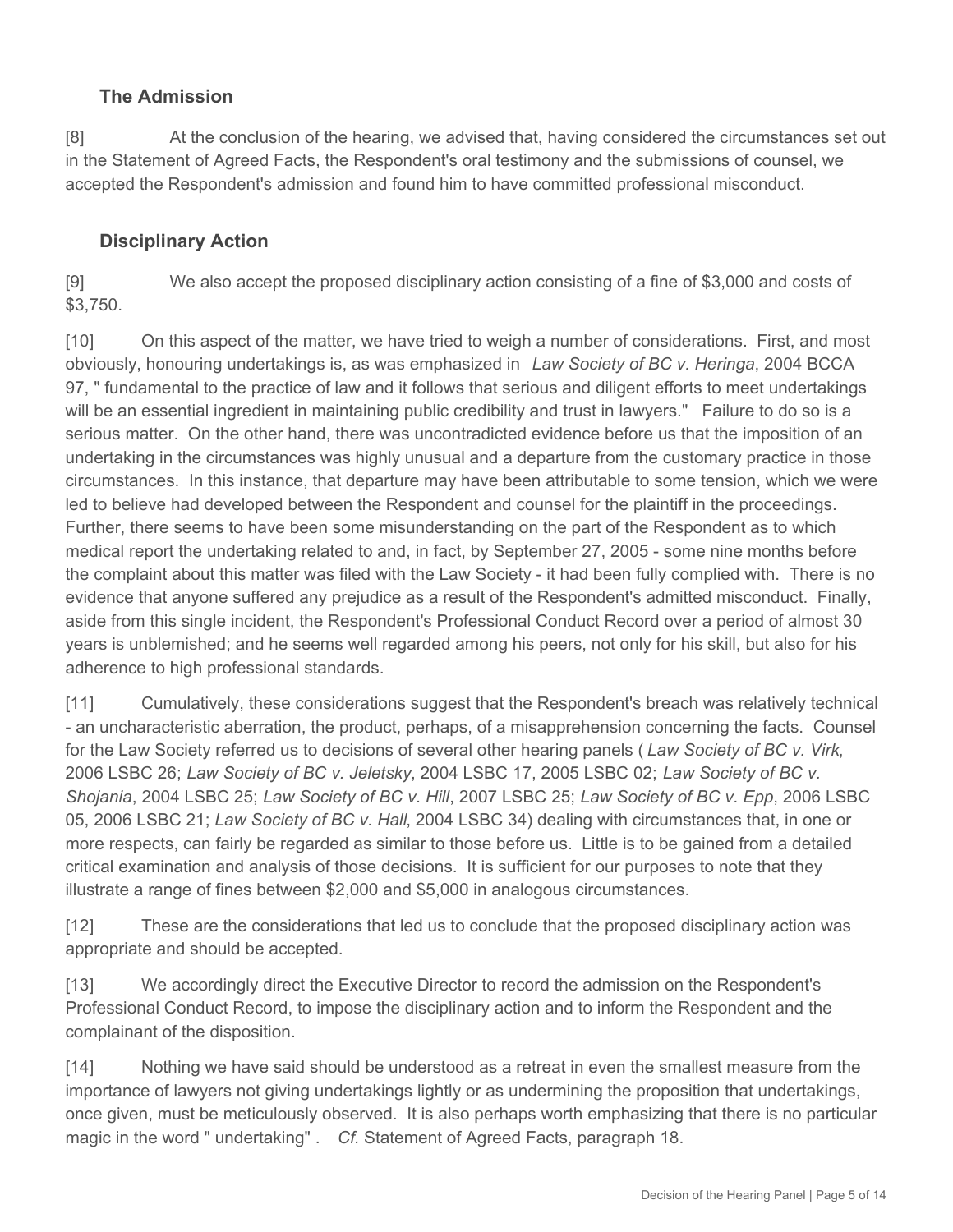## The Admission

[8] At the conclusion of the hearing, we advised that, having considered the circumstances set out in the Statement of Agreed Facts, the Respondent's oral testimony and the submissions of counsel, we accepted the Respondent's admission and found him to have committed professional misconduct.

## Disciplinary Action

[9] We also accept the proposed disciplinary action consisting of a fine of $3,000 and costs of $3,750.

[10] On this aspect of the matter, we have tried to weigh a number of considerations. First, and most obviously, honouring undertakings is, as was emphasized in *Law Society of BC v. Heringa*, 2004 BCCA 97, " fundamental to the practice of law and it follows that serious and diligent efforts to meet undertakings will be an essential ingredient in maintaining public credibility and trust in lawyers." Failure to do so is a serious matter. On the other hand, there was uncontradicted evidence before us that the imposition of an undertaking in the circumstances was highly unusual and a departure from the customary practice in those circumstances. In this instance, that departure may have been attributable to some tension, which we were led to believe had developed between the Respondent and counsel for the plaintiff in the proceedings. Further, there seems to have been some misunderstanding on the part of the Respondent as to which medical report the undertaking related to and, in fact, by September 27, 2005 - some nine months before the complaint about this matter was filed with the Law Society - it had been fully complied with. There is no evidence that anyone suffered any prejudice as a result of the Respondent's admitted misconduct. Finally, aside from this single incident, the Respondent's Professional Conduct Record over a period of almost 30 years is unblemished; and he seems well regarded among his peers, not only for his skill, but also for his adherence to high professional standards.

[11] Cumulatively, these considerations suggest that the Respondent's breach was relatively technical - an uncharacteristic aberration, the product, perhaps, of a misapprehension concerning the facts. Counsel for the Law Society referred us to decisions of several other hearing panels ( *Law Society of BC v. Virk*, 2006 LSBC 26; *Law Society of BC v. Jeletsky*, 2004 LSBC 17, 2005 LSBC 02; *Law Society of BC v. Shojania*, 2004 LSBC 25; *Law Society of BC v. Hill*, 2007 LSBC 25; *Law Society of BC v. Epp*, 2006 LSBC 05, 2006 LSBC 21; *Law Society of BC v. Hall*, 2004 LSBC 34) dealing with circumstances that, in one or more respects, can fairly be regarded as similar to those before us. Little is to be gained from a detailed critical examination and analysis of those decisions. It is sufficient for our purposes to note that they illustrate a range of fines between $2,000 and $5,000 in analogous circumstances.

[12] These are the considerations that led us to conclude that the proposed disciplinary action was appropriate and should be accepted.

[13] We accordingly direct the Executive Director to record the admission on the Respondent's Professional Conduct Record, to impose the disciplinary action and to inform the Respondent and the complainant of the disposition.

[14] Nothing we have said should be understood as a retreat in even the smallest measure from the importance of lawyers not giving undertakings lightly or as undermining the proposition that undertakings, once given, must be meticulously observed. It is also perhaps worth emphasizing that there is no particular magic in the word " undertaking" . *Cf.* Statement of Agreed Facts, paragraph 18.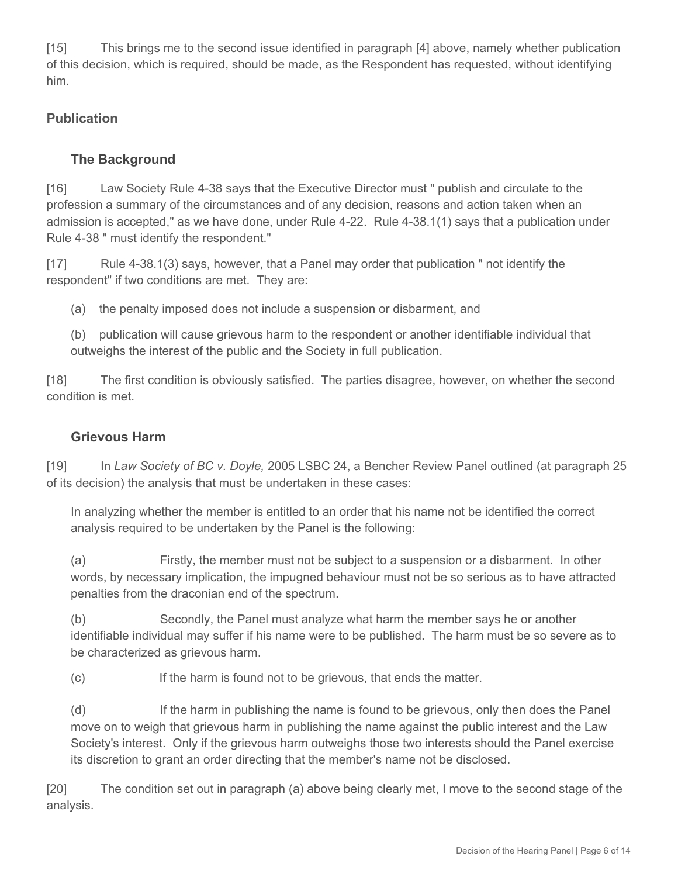[15] This brings me to the second issue identified in paragraph [4] above, namely whether publication of this decision, which is required, should be made, as the Respondent has requested, without identifying him.

## Publication

### The Background

[16] Law Society Rule 4-38 says that the Executive Director must " publish and circulate to the profession a summary of the circumstances and of any decision, reasons and action taken when an admission is accepted," as we have done, under Rule 4-22. Rule 4-38.1(1) says that a publication under Rule 4-38 " must identify the respondent."

[17] Rule 4-38.1(3) says, however, that a Panel may order that publication " not identify the respondent" if two conditions are met. They are:

(a) the penalty imposed does not include a suspension or disbarment, and

(b) publication will cause grievous harm to the respondent or another identifiable individual that outweighs the interest of the public and the Society in full publication.

[18] The first condition is obviously satisfied. The parties disagree, however, on whether the second condition is met.

### Grievous Harm

[19] In *Law Society of BC v. Doyle,* 2005 LSBC 24, a Bencher Review Panel outlined (at paragraph 25 of its decision) the analysis that must be undertaken in these cases:

> In analyzing whether the member is entitled to an order that his name not be identified the correct analysis required to be undertaken by the Panel is the following:
>
> (a) Firstly, the member must not be subject to a suspension or a disbarment. In other words, by necessary implication, the impugned behaviour must not be so serious as to have attracted penalties from the draconian end of the spectrum.
>
> (b) Secondly, the Panel must analyze what harm the member says he or another identifiable individual may suffer if his name were to be published. The harm must be so severe as to be characterized as grievous harm.
>
> (c) If the harm is found not to be grievous, that ends the matter.
>
> (d) If the harm in publishing the name is found to be grievous, only then does the Panel move on to weigh that grievous harm in publishing the name against the public interest and the Law Society's interest. Only if the grievous harm outweighs those two interests should the Panel exercise its discretion to grant an order directing that the member's name not be disclosed.

[20] The condition set out in paragraph (a) above being clearly met, I move to the second stage of the analysis.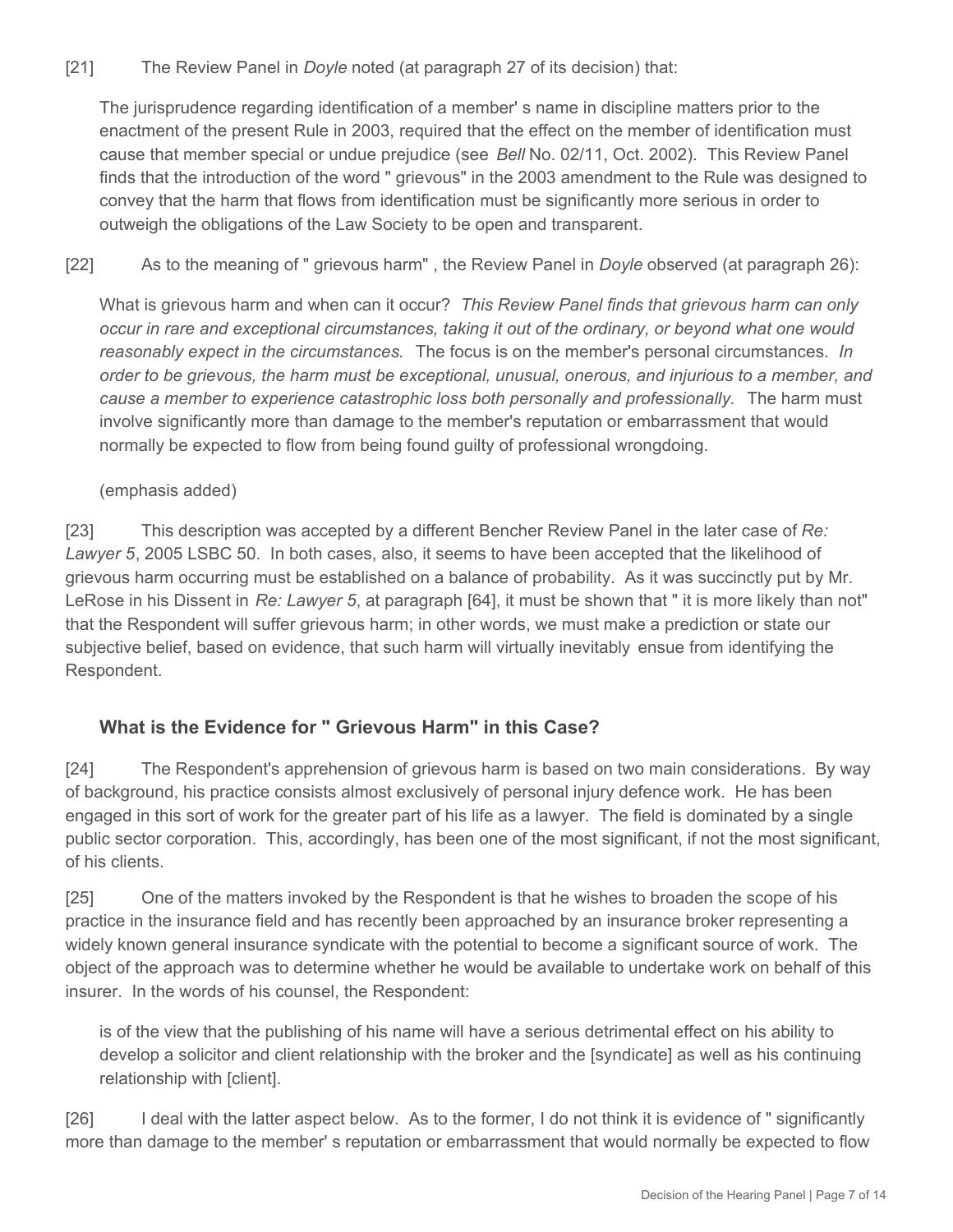[21] The Review Panel in *Doyle* noted (at paragraph 27 of its decision) that:

> The jurisprudence regarding identification of a member' s name in discipline matters prior to the enactment of the present Rule in 2003, required that the effect on the member of identification must cause that member special or undue prejudice (see *Bell* No. 02/11, Oct. 2002). This Review Panel finds that the introduction of the word " grievous" in the 2003 amendment to the Rule was designed to convey that the harm that flows from identification must be significantly more serious in order to outweigh the obligations of the Law Society to be open and transparent.

[22] As to the meaning of " grievous harm" , the Review Panel in *Doyle* observed (at paragraph 26):

> What is grievous harm and when can it occur? *This Review Panel finds that grievous harm can only occur in rare and exceptional circumstances, taking it out of the ordinary, or beyond what one would reasonably expect in the circumstances.* The focus is on the member's personal circumstances. *In order to be grievous, the harm must be exceptional, unusual, onerous, and injurious to a member, and cause a member to experience catastrophic loss both personally and professionally.* The harm must involve significantly more than damage to the member's reputation or embarrassment that would normally be expected to flow from being found guilty of professional wrongdoing.
>
> (emphasis added)

[23] This description was accepted by a different Bencher Review Panel in the later case of *Re: Lawyer 5*, 2005 LSBC 50. In both cases, also, it seems to have been accepted that the likelihood of grievous harm occurring must be established on a balance of probability. As it was succinctly put by Mr. LeRose in his Dissent in *Re: Lawyer 5*, at paragraph [64], it must be shown that " it is more likely than not" that the Respondent will suffer grievous harm; in other words, we must make a prediction or state our subjective belief, based on evidence, that such harm will virtually inevitably ensue from identifying the Respondent.

### What is the Evidence for " Grievous Harm" in this Case?

[24] The Respondent's apprehension of grievous harm is based on two main considerations. By way of background, his practice consists almost exclusively of personal injury defence work. He has been engaged in this sort of work for the greater part of his life as a lawyer. The field is dominated by a single public sector corporation. This, accordingly, has been one of the most significant, if not the most significant, of his clients.

[25] One of the matters invoked by the Respondent is that he wishes to broaden the scope of his practice in the insurance field and has recently been approached by an insurance broker representing a widely known general insurance syndicate with the potential to become a significant source of work. The object of the approach was to determine whether he would be available to undertake work on behalf of this insurer. In the words of his counsel, the Respondent:

> is of the view that the publishing of his name will have a serious detrimental effect on his ability to develop a solicitor and client relationship with the broker and the [syndicate] as well as his continuing relationship with [client].

[26] I deal with the latter aspect below. As to the former, I do not think it is evidence of " significantly more than damage to the member' s reputation or embarrassment that would normally be expected to flow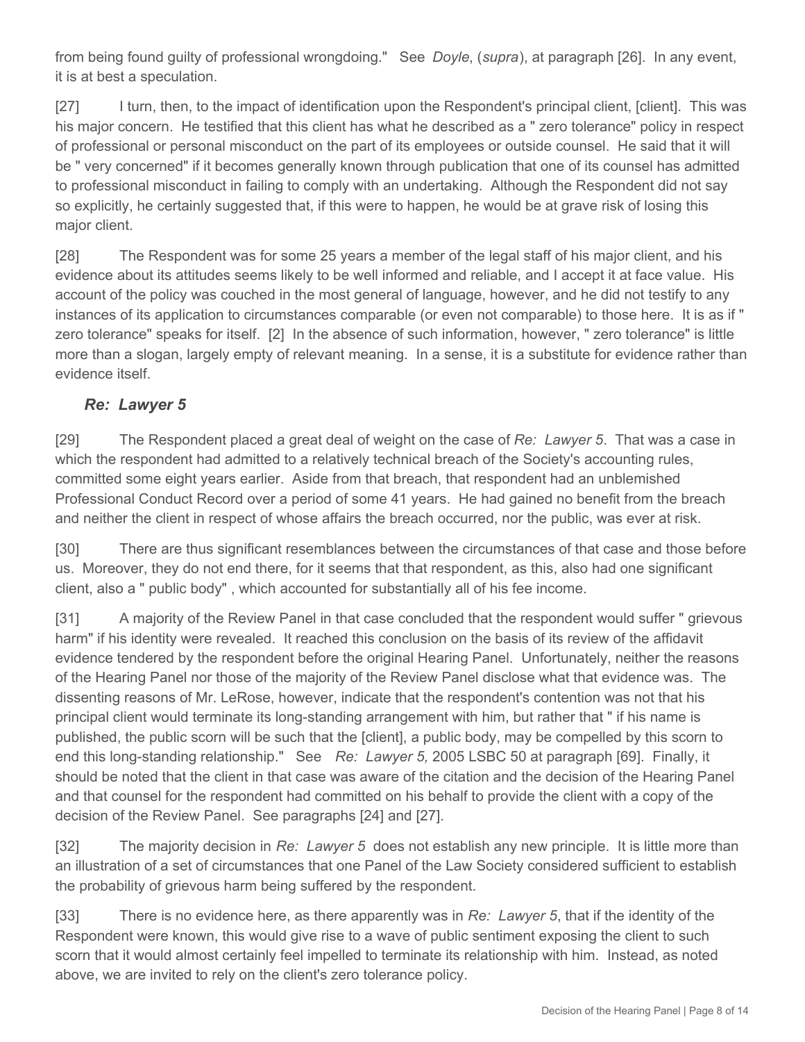from being found guilty of professional wrongdoing." See *Doyle*, (*supra*), at paragraph [26]. In any event, it is at best a speculation.

[27] I turn, then, to the impact of identification upon the Respondent's principal client, [client]. This was his major concern. He testified that this client has what he described as a " zero tolerance" policy in respect of professional or personal misconduct on the part of its employees or outside counsel. He said that it will be " very concerned" if it becomes generally known through publication that one of its counsel has admitted to professional misconduct in failing to comply with an undertaking. Although the Respondent did not say so explicitly, he certainly suggested that, if this were to happen, he would be at grave risk of losing this major client.

[28] The Respondent was for some 25 years a member of the legal staff of his major client, and his evidence about its attitudes seems likely to be well informed and reliable, and I accept it at face value. His account of the policy was couched in the most general of language, however, and he did not testify to any instances of its application to circumstances comparable (or even not comparable) to those here. It is as if " zero tolerance" speaks for itself. [2] In the absence of such information, however, " zero tolerance" is little more than a slogan, largely empty of relevant meaning. In a sense, it is a substitute for evidence rather than evidence itself.

### *Re: Lawyer 5*

[29] The Respondent placed a great deal of weight on the case of *Re: Lawyer 5*. That was a case in which the respondent had admitted to a relatively technical breach of the Society's accounting rules, committed some eight years earlier. Aside from that breach, that respondent had an unblemished Professional Conduct Record over a period of some 41 years. He had gained no benefit from the breach and neither the client in respect of whose affairs the breach occurred, nor the public, was ever at risk.

[30] There are thus significant resemblances between the circumstances of that case and those before us. Moreover, they do not end there, for it seems that that respondent, as this, also had one significant client, also a " public body" , which accounted for substantially all of his fee income.

[31] A majority of the Review Panel in that case concluded that the respondent would suffer " grievous harm" if his identity were revealed. It reached this conclusion on the basis of its review of the affidavit evidence tendered by the respondent before the original Hearing Panel. Unfortunately, neither the reasons of the Hearing Panel nor those of the majority of the Review Panel disclose what that evidence was. The dissenting reasons of Mr. LeRose, however, indicate that the respondent's contention was not that his principal client would terminate its long-standing arrangement with him, but rather that " if his name is published, the public scorn will be such that the [client], a public body, may be compelled by this scorn to end this long-standing relationship." See *Re: Lawyer 5,* 2005 LSBC 50 at paragraph [69]. Finally, it should be noted that the client in that case was aware of the citation and the decision of the Hearing Panel and that counsel for the respondent had committed on his behalf to provide the client with a copy of the decision of the Review Panel. See paragraphs [24] and [27].

[32] The majority decision in *Re: Lawyer 5* does not establish any new principle. It is little more than an illustration of a set of circumstances that one Panel of the Law Society considered sufficient to establish the probability of grievous harm being suffered by the respondent.

[33] There is no evidence here, as there apparently was in *Re: Lawyer 5*, that if the identity of the Respondent were known, this would give rise to a wave of public sentiment exposing the client to such scorn that it would almost certainly feel impelled to terminate its relationship with him. Instead, as noted above, we are invited to rely on the client's zero tolerance policy.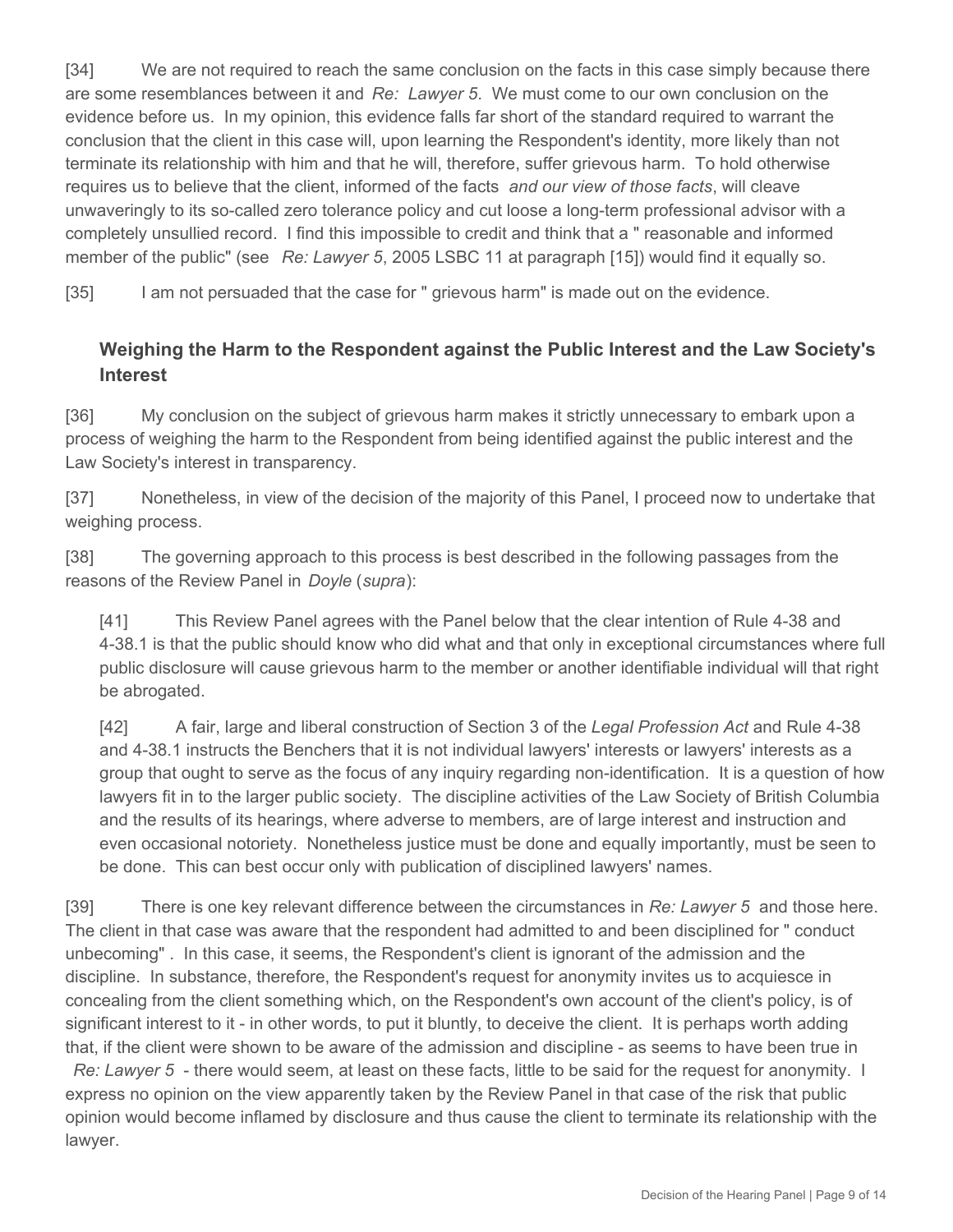[34] We are not required to reach the same conclusion on the facts in this case simply because there are some resemblances between it and *Re: Lawyer 5*. We must come to our own conclusion on the evidence before us. In my opinion, this evidence falls far short of the standard required to warrant the conclusion that the client in this case will, upon learning the Respondent's identity, more likely than not terminate its relationship with him and that he will, therefore, suffer grievous harm. To hold otherwise requires us to believe that the client, informed of the facts *and our view of those facts*, will cleave unwaveringly to its so-called zero tolerance policy and cut loose a long-term professional advisor with a completely unsullied record. I find this impossible to credit and think that a " reasonable and informed member of the public" (see *Re: Lawyer 5*, 2005 LSBC 11 at paragraph [15]) would find it equally so.

[35] I am not persuaded that the case for " grievous harm" is made out on the evidence.

## Weighing the Harm to the Respondent against the Public Interest and the Law Society's Interest

[36] My conclusion on the subject of grievous harm makes it strictly unnecessary to embark upon a process of weighing the harm to the Respondent from being identified against the public interest and the Law Society's interest in transparency.

[37] Nonetheless, in view of the decision of the majority of this Panel, I proceed now to undertake that weighing process.

[38] The governing approach to this process is best described in the following passages from the reasons of the Review Panel in *Doyle* (*supra*):

> [41] This Review Panel agrees with the Panel below that the clear intention of Rule 4-38 and 4-38.1 is that the public should know who did what and that only in exceptional circumstances where full public disclosure will cause grievous harm to the member or another identifiable individual will that right be abrogated.
>
> [42] A fair, large and liberal construction of Section 3 of the *Legal Profession Act* and Rule 4-38 and 4-38.1 instructs the Benchers that it is not individual lawyers' interests or lawyers' interests as a group that ought to serve as the focus of any inquiry regarding non-identification. It is a question of how lawyers fit in to the larger public society. The discipline activities of the Law Society of British Columbia and the results of its hearings, where adverse to members, are of large interest and instruction and even occasional notoriety. Nonetheless justice must be done and equally importantly, must be seen to be done. This can best occur only with publication of disciplined lawyers' names.

[39] There is one key relevant difference between the circumstances in *Re: Lawyer 5* and those here. The client in that case was aware that the respondent had admitted to and been disciplined for " conduct unbecoming" . In this case, it seems, the Respondent's client is ignorant of the admission and the discipline. In substance, therefore, the Respondent's request for anonymity invites us to acquiesce in concealing from the client something which, on the Respondent's own account of the client's policy, is of significant interest to it - in other words, to put it bluntly, to deceive the client. It is perhaps worth adding that, if the client were shown to be aware of the admission and discipline - as seems to have been true in *Re: Lawyer 5* - there would seem, at least on these facts, little to be said for the request for anonymity. I express no opinion on the view apparently taken by the Review Panel in that case of the risk that public opinion would become inflamed by disclosure and thus cause the client to terminate its relationship with the lawyer.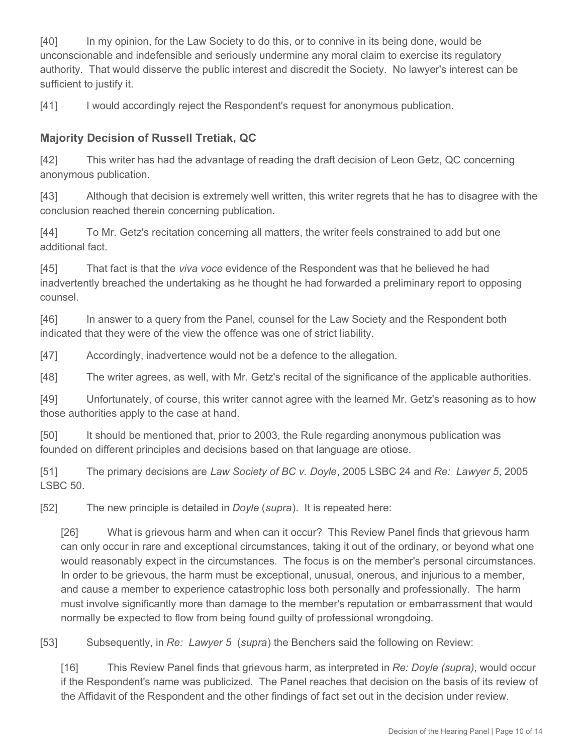[40] In my opinion, for the Law Society to do this, or to connive in its being done, would be unconscionable and indefensible and seriously undermine any moral claim to exercise its regulatory authority. That would disserve the public interest and discredit the Society. No lawyer's interest can be sufficient to justify it.

[41] I would accordingly reject the Respondent's request for anonymous publication.

## Majority Decision of Russell Tretiak, QC

[42] This writer has had the advantage of reading the draft decision of Leon Getz, QC concerning anonymous publication.

[43] Although that decision is extremely well written, this writer regrets that he has to disagree with the conclusion reached therein concerning publication.

[44] To Mr. Getz's recitation concerning all matters, the writer feels constrained to add but one additional fact.

[45] That fact is that the *viva voce* evidence of the Respondent was that he believed he had inadvertently breached the undertaking as he thought he had forwarded a preliminary report to opposing counsel.

[46] In answer to a query from the Panel, counsel for the Law Society and the Respondent both indicated that they were of the view the offence was one of strict liability.

[47] Accordingly, inadvertence would not be a defence to the allegation.

[48] The writer agrees, as well, with Mr. Getz's recital of the significance of the applicable authorities.

[49] Unfortunately, of course, this writer cannot agree with the learned Mr. Getz's reasoning as to how those authorities apply to the case at hand.

[50] It should be mentioned that, prior to 2003, the Rule regarding anonymous publication was founded on different principles and decisions based on that language are otiose.

[51] The primary decisions are *Law Society of BC v. Doyle*, 2005 LSBC 24 and *Re: Lawyer 5*, 2005 LSBC 50.

[52] The new principle is detailed in *Doyle* (*supra*). It is repeated here:

> [26] What is grievous harm and when can it occur? This Review Panel finds that grievous harm can only occur in rare and exceptional circumstances, taking it out of the ordinary, or beyond what one would reasonably expect in the circumstances. The focus is on the member's personal circumstances. In order to be grievous, the harm must be exceptional, unusual, onerous, and injurious to a member, and cause a member to experience catastrophic loss both personally and professionally. The harm must involve significantly more than damage to the member's reputation or embarrassment that would normally be expected to flow from being found guilty of professional wrongdoing.

[53] Subsequently, in *Re: Lawyer 5* (*supra*) the Benchers said the following on Review:

> [16] This Review Panel finds that grievous harm, as interpreted in *Re: Doyle (supra)*, would occur if the Respondent's name was publicized. The Panel reaches that decision on the basis of its review of the Affidavit of the Respondent and the other findings of fact set out in the decision under review.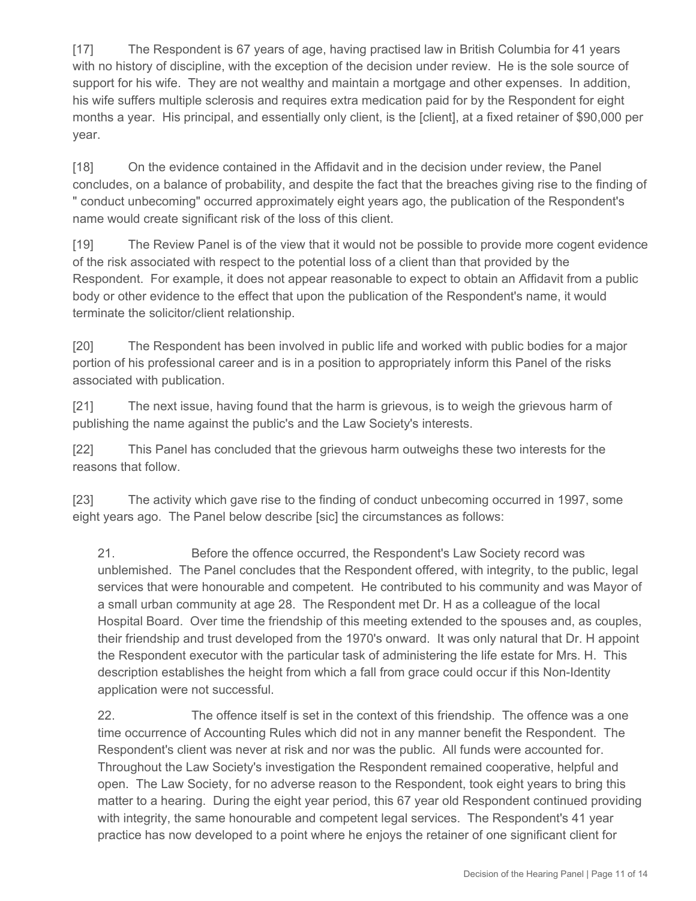[17] The Respondent is 67 years of age, having practised law in British Columbia for 41 years with no history of discipline, with the exception of the decision under review. He is the sole source of support for his wife. They are not wealthy and maintain a mortgage and other expenses. In addition, his wife suffers multiple sclerosis and requires extra medication paid for by the Respondent for eight months a year. His principal, and essentially only client, is the [client], at a fixed retainer of $90,000 per year.

[18] On the evidence contained in the Affidavit and in the decision under review, the Panel concludes, on a balance of probability, and despite the fact that the breaches giving rise to the finding of " conduct unbecoming" occurred approximately eight years ago, the publication of the Respondent's name would create significant risk of the loss of this client.

[19] The Review Panel is of the view that it would not be possible to provide more cogent evidence of the risk associated with respect to the potential loss of a client than that provided by the Respondent. For example, it does not appear reasonable to expect to obtain an Affidavit from a public body or other evidence to the effect that upon the publication of the Respondent's name, it would terminate the solicitor/client relationship.

[20] The Respondent has been involved in public life and worked with public bodies for a major portion of his professional career and is in a position to appropriately inform this Panel of the risks associated with publication.

[21] The next issue, having found that the harm is grievous, is to weigh the grievous harm of publishing the name against the public's and the Law Society's interests.

[22] This Panel has concluded that the grievous harm outweighs these two interests for the reasons that follow.

[23] The activity which gave rise to the finding of conduct unbecoming occurred in 1997, some eight years ago. The Panel below describe [sic] the circumstances as follows:

> 21. Before the offence occurred, the Respondent's Law Society record was unblemished. The Panel concludes that the Respondent offered, with integrity, to the public, legal services that were honourable and competent. He contributed to his community and was Mayor of a small urban community at age 28. The Respondent met Dr. H as a colleague of the local Hospital Board. Over time the friendship of this meeting extended to the spouses and, as couples, their friendship and trust developed from the 1970's onward. It was only natural that Dr. H appoint the Respondent executor with the particular task of administering the life estate for Mrs. H. This description establishes the height from which a fall from grace could occur if this Non-Identity application were not successful.
>
> 22. The offence itself is set in the context of this friendship. The offence was a one time occurrence of Accounting Rules which did not in any manner benefit the Respondent. The Respondent's client was never at risk and nor was the public. All funds were accounted for. Throughout the Law Society's investigation the Respondent remained cooperative, helpful and open. The Law Society, for no adverse reason to the Respondent, took eight years to bring this matter to a hearing. During the eight year period, this 67 year old Respondent continued providing with integrity, the same honourable and competent legal services. The Respondent's 41 year practice has now developed to a point where he enjoys the retainer of one significant client for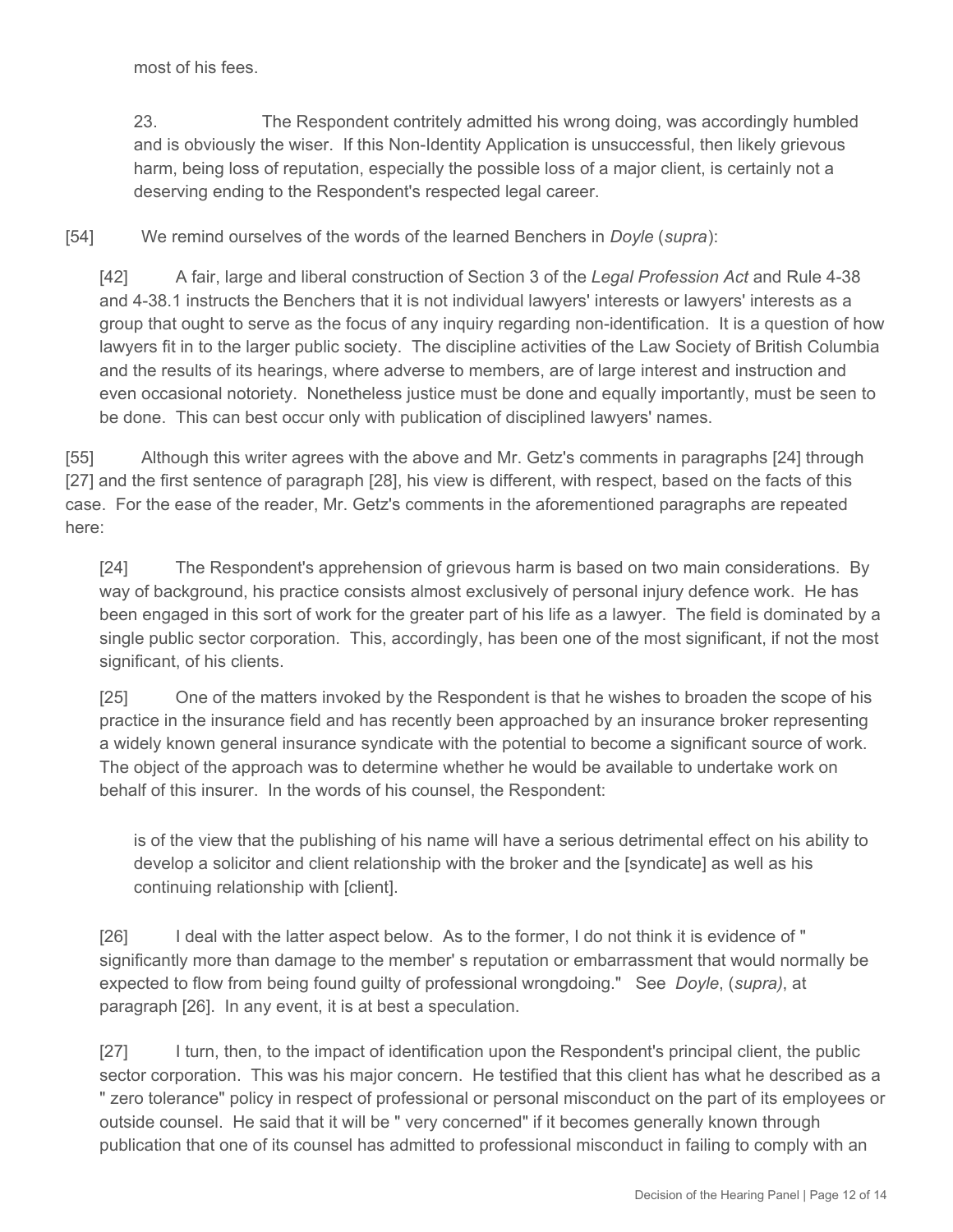most of his fees.

> 23. The Respondent contritely admitted his wrong doing, was accordingly humbled and is obviously the wiser. If this Non-Identity Application is unsuccessful, then likely grievous harm, being loss of reputation, especially the possible loss of a major client, is certainly not a deserving ending to the Respondent's respected legal career.

[54] We remind ourselves of the words of the learned Benchers in *Doyle* (*supra*):

> [42] A fair, large and liberal construction of Section 3 of the *Legal Profession Act* and Rule 4-38 and 4-38.1 instructs the Benchers that it is not individual lawyers' interests or lawyers' interests as a group that ought to serve as the focus of any inquiry regarding non-identification. It is a question of how lawyers fit in to the larger public society. The discipline activities of the Law Society of British Columbia and the results of its hearings, where adverse to members, are of large interest and instruction and even occasional notoriety. Nonetheless justice must be done and equally importantly, must be seen to be done. This can best occur only with publication of disciplined lawyers' names.

[55] Although this writer agrees with the above and Mr. Getz's comments in paragraphs [24] through [27] and the first sentence of paragraph [28], his view is different, with respect, based on the facts of this case. For the ease of the reader, Mr. Getz's comments in the aforementioned paragraphs are repeated here:

> [24] The Respondent's apprehension of grievous harm is based on two main considerations. By way of background, his practice consists almost exclusively of personal injury defence work. He has been engaged in this sort of work for the greater part of his life as a lawyer. The field is dominated by a single public sector corporation. This, accordingly, has been one of the most significant, if not the most significant, of his clients.
>
> [25] One of the matters invoked by the Respondent is that he wishes to broaden the scope of his practice in the insurance field and has recently been approached by an insurance broker representing a widely known general insurance syndicate with the potential to become a significant source of work. The object of the approach was to determine whether he would be available to undertake work on behalf of this insurer. In the words of his counsel, the Respondent:
>
> > is of the view that the publishing of his name will have a serious detrimental effect on his ability to develop a solicitor and client relationship with the broker and the [syndicate] as well as his continuing relationship with [client].
>
> [26] I deal with the latter aspect below. As to the former, I do not think it is evidence of " significantly more than damage to the member' s reputation or embarrassment that would normally be expected to flow from being found guilty of professional wrongdoing." See *Doyle*, (*supra)*, at paragraph [26]. In any event, it is at best a speculation.
>
> [27] I turn, then, to the impact of identification upon the Respondent's principal client, the public sector corporation. This was his major concern. He testified that this client has what he described as a " zero tolerance" policy in respect of professional or personal misconduct on the part of its employees or outside counsel. He said that it will be " very concerned" if it becomes generally known through publication that one of its counsel has admitted to professional misconduct in failing to comply with an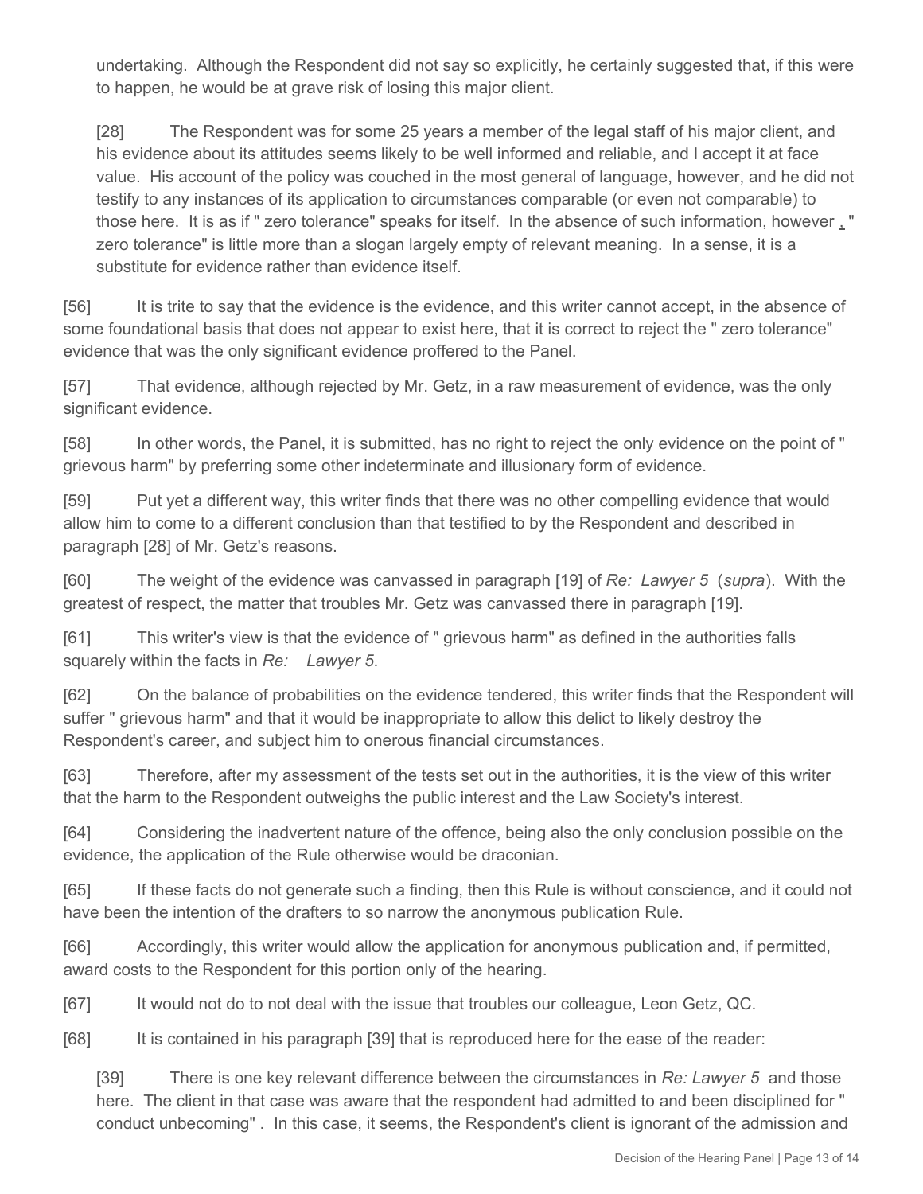undertaking. Although the Respondent did not say so explicitly, he certainly suggested that, if this were to happen, he would be at grave risk of losing this major client.

> [28] The Respondent was for some 25 years a member of the legal staff of his major client, and his evidence about its attitudes seems likely to be well informed and reliable, and I accept it at face value. His account of the policy was couched in the most general of language, however, and he did not testify to any instances of its application to circumstances comparable (or even not comparable) to those here. It is as if " zero tolerance" speaks for itself. In the absence of such information, however , " zero tolerance" is little more than a slogan largely empty of relevant meaning. In a sense, it is a substitute for evidence rather than evidence itself.

[56] It is trite to say that the evidence is the evidence, and this writer cannot accept, in the absence of some foundational basis that does not appear to exist here, that it is correct to reject the " zero tolerance" evidence that was the only significant evidence proffered to the Panel.

[57] That evidence, although rejected by Mr. Getz, in a raw measurement of evidence, was the only significant evidence.

[58] In other words, the Panel, it is submitted, has no right to reject the only evidence on the point of " grievous harm" by preferring some other indeterminate and illusionary form of evidence.

[59] Put yet a different way, this writer finds that there was no other compelling evidence that would allow him to come to a different conclusion than that testified to by the Respondent and described in paragraph [28] of Mr. Getz's reasons.

[60] The weight of the evidence was canvassed in paragraph [19] of *Re: Lawyer 5* (*supra*). With the greatest of respect, the matter that troubles Mr. Getz was canvassed there in paragraph [19].

[61] This writer's view is that the evidence of " grievous harm" as defined in the authorities falls squarely within the facts in *Re: Lawyer 5*.

[62] On the balance of probabilities on the evidence tendered, this writer finds that the Respondent will suffer " grievous harm" and that it would be inappropriate to allow this delict to likely destroy the Respondent's career, and subject him to onerous financial circumstances.

[63] Therefore, after my assessment of the tests set out in the authorities, it is the view of this writer that the harm to the Respondent outweighs the public interest and the Law Society's interest.

[64] Considering the inadvertent nature of the offence, being also the only conclusion possible on the evidence, the application of the Rule otherwise would be draconian.

[65] If these facts do not generate such a finding, then this Rule is without conscience, and it could not have been the intention of the drafters to so narrow the anonymous publication Rule.

[66] Accordingly, this writer would allow the application for anonymous publication and, if permitted, award costs to the Respondent for this portion only of the hearing.

[67] It would not do to not deal with the issue that troubles our colleague, Leon Getz, QC.

[68] It is contained in his paragraph [39] that is reproduced here for the ease of the reader:

> [39] There is one key relevant difference between the circumstances in *Re: Lawyer 5* and those here. The client in that case was aware that the respondent had admitted to and been disciplined for " conduct unbecoming" . In this case, it seems, the Respondent's client is ignorant of the admission and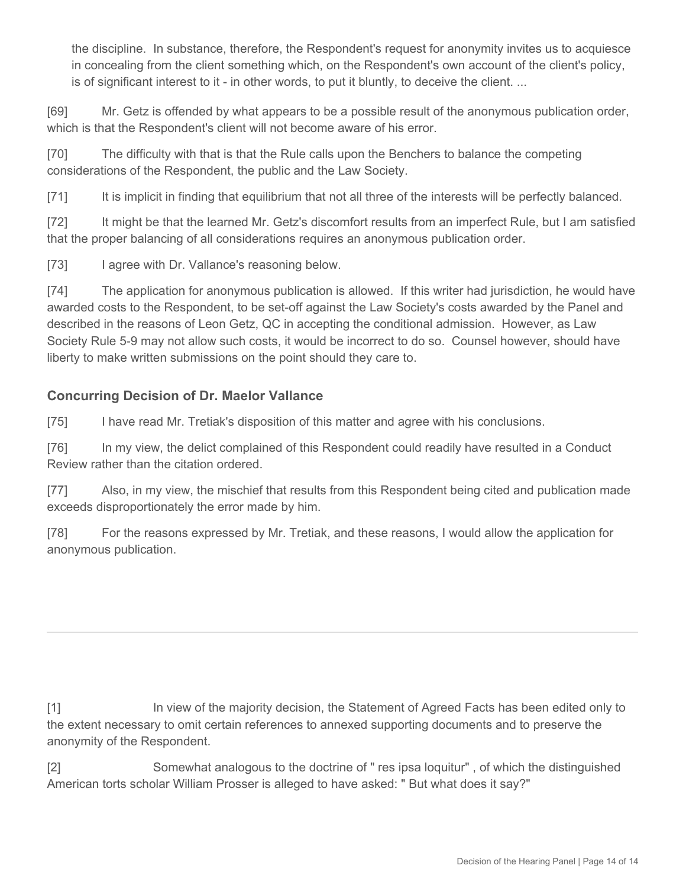the discipline. In substance, therefore, the Respondent's request for anonymity invites us to acquiesce in concealing from the client something which, on the Respondent's own account of the client's policy, is of significant interest to it - in other words, to put it bluntly, to deceive the client. ...

[69] Mr. Getz is offended by what appears to be a possible result of the anonymous publication order, which is that the Respondent's client will not become aware of his error.

[70] The difficulty with that is that the Rule calls upon the Benchers to balance the competing considerations of the Respondent, the public and the Law Society.

[71] It is implicit in finding that equilibrium that not all three of the interests will be perfectly balanced.

[72] It might be that the learned Mr. Getz's discomfort results from an imperfect Rule, but I am satisfied that the proper balancing of all considerations requires an anonymous publication order.

[73] I agree with Dr. Vallance's reasoning below.

[74] The application for anonymous publication is allowed. If this writer had jurisdiction, he would have awarded costs to the Respondent, to be set-off against the Law Society's costs awarded by the Panel and described in the reasons of Leon Getz, QC in accepting the conditional admission. However, as Law Society Rule 5-9 may not allow such costs, it would be incorrect to do so. Counsel however, should have liberty to make written submissions on the point should they care to.

## Concurring Decision of Dr. Maelor Vallance

[75] I have read Mr. Tretiak's disposition of this matter and agree with his conclusions.

[76] In my view, the delict complained of this Respondent could readily have resulted in a Conduct Review rather than the citation ordered.

[77] Also, in my view, the mischief that results from this Respondent being cited and publication made exceeds disproportionately the error made by him.

[78] For the reasons expressed by Mr. Tretiak, and these reasons, I would allow the application for anonymous publication.

---

[1] In view of the majority decision, the Statement of Agreed Facts has been edited only to the extent necessary to omit certain references to annexed supporting documents and to preserve the anonymity of the Respondent.

[2] Somewhat analogous to the doctrine of " res ipsa loquitur" , of which the distinguished American torts scholar William Prosser is alleged to have asked: " But what does it say?"